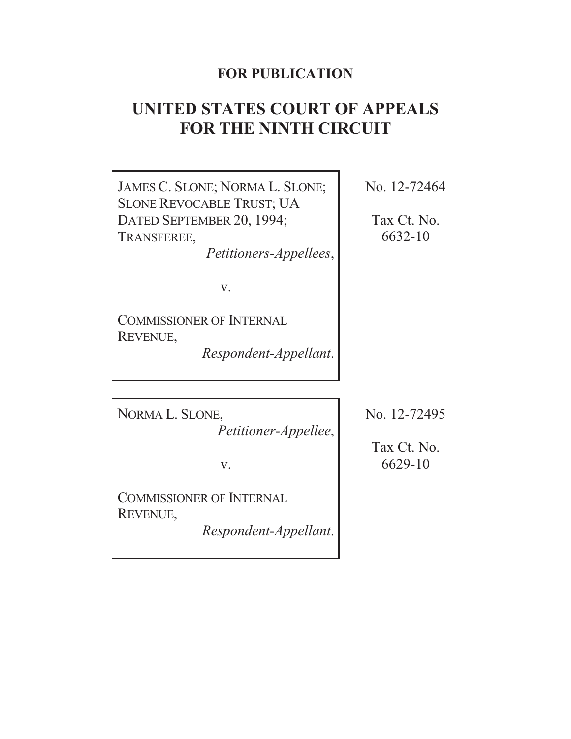**FOR PUBLICATION**

# UNITED STATES COURT OF APPEALS FOR THE NINTH CIRCUIT

| | |
|---|---|
| JAMES C. SLONE; NORMA L. SLONE; SLONE REVOCABLE TRUST; UA DATED SEPTEMBER 20, 1994; TRANSFEREE,<br>*Petitioners-Appellees*,<br><br>v.<br><br>COMMISSIONER OF INTERNAL REVENUE,<br>*Respondent-Appellant*. | No. 12-72464<br><br>Tax Ct. No. 6632-10 |

| | |
|---|---|
| NORMA L. SLONE,<br>*Petitioner-Appellee*,<br><br>v.<br><br>COMMISSIONER OF INTERNAL REVENUE,<br>*Respondent-Appellant*. | No. 12-72495<br><br>Tax Ct. No. 6629-10 |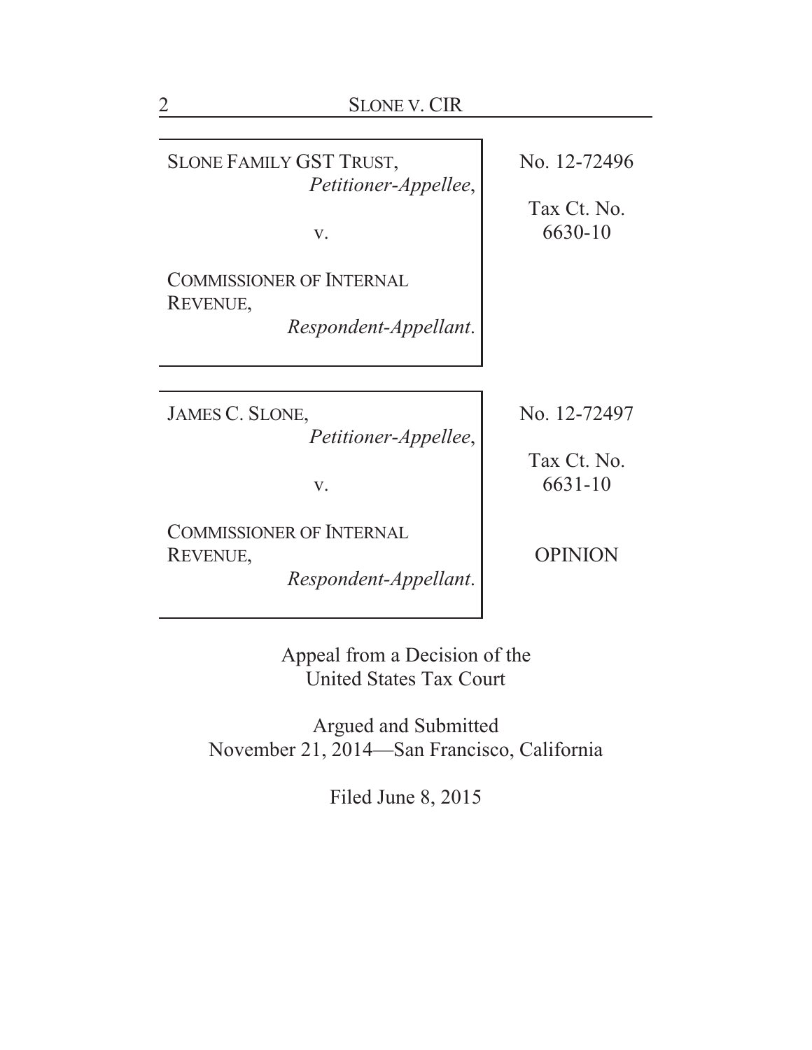| | |
|---|---|
| SLONE FAMILY GST TRUST,<br>*Petitioner-Appellee*,<br><br>v.<br><br>COMMISSIONER OF INTERNAL REVENUE,<br>*Respondent-Appellant*. | No. 12-72496<br><br>Tax Ct. No. 6630-10 |
| JAMES C. SLONE,<br>*Petitioner-Appellee*,<br><br>v.<br><br>COMMISSIONER OF INTERNAL REVENUE,<br>*Respondent-Appellant*. | No. 12-72497<br><br>Tax Ct. No. 6631-10<br><br>OPINION |

Appeal from a Decision of the
United States Tax Court

Argued and Submitted
November 21, 2014—San Francisco, California

Filed June 8, 2015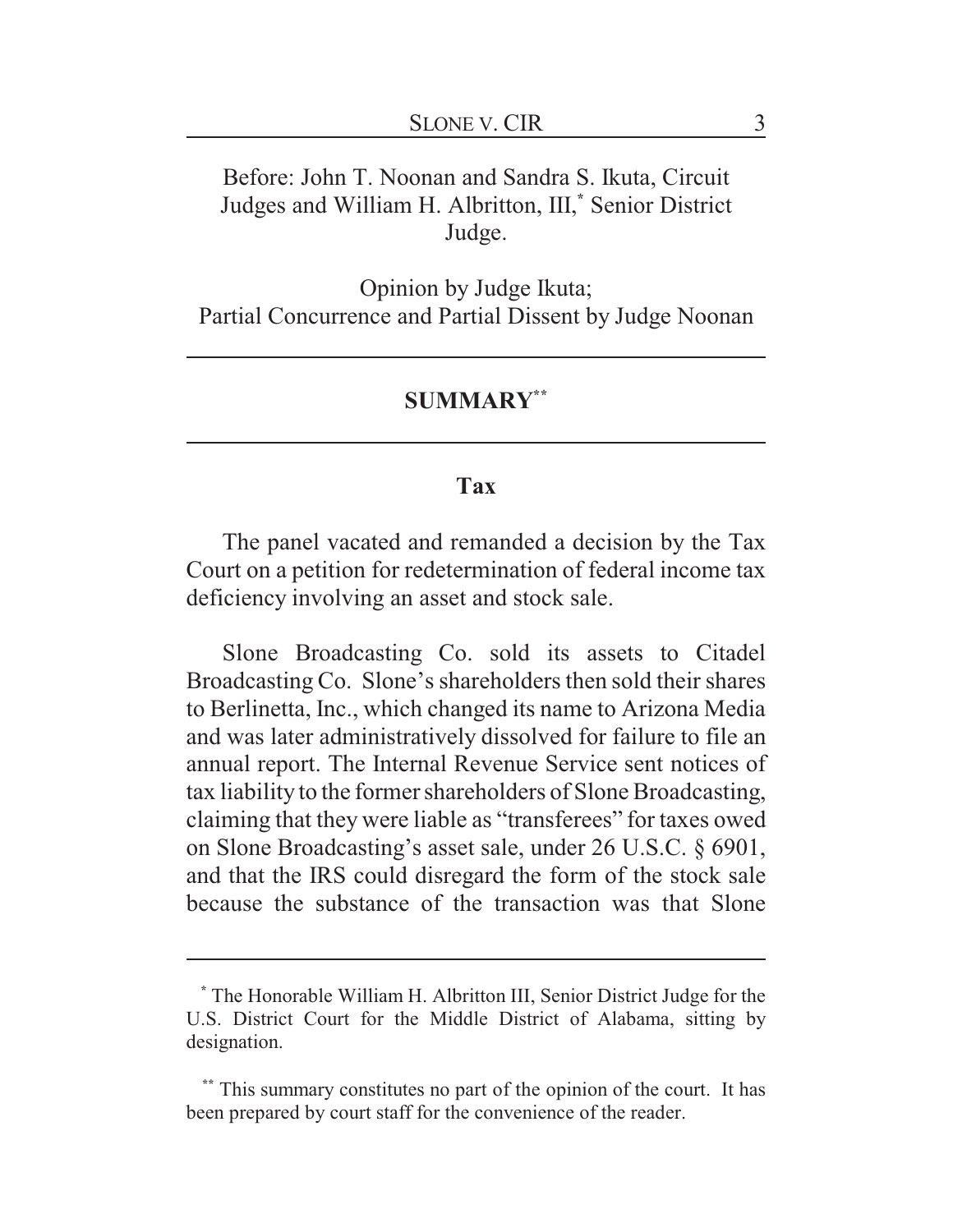Before: John T. Noonan and Sandra S. Ikuta, Circuit Judges and William H. Albritton, III,[*] Senior District Judge.

Opinion by Judge Ikuta;
Partial Concurrence and Partial Dissent by Judge Noonan

## SUMMARY[**]

### Tax

The panel vacated and remanded a decision by the Tax Court on a petition for redetermination of federal income tax deficiency involving an asset and stock sale.

Slone Broadcasting Co. sold its assets to Citadel Broadcasting Co. Slone's shareholders then sold their shares to Berlinetta, Inc., which changed its name to Arizona Media and was later administratively dissolved for failure to file an annual report. The Internal Revenue Service sent notices of tax liability to the former shareholders of Slone Broadcasting, claiming that they were liable as "transferees" for taxes owed on Slone Broadcasting's asset sale, under 26 U.S.C. § 6901, and that the IRS could disregard the form of the stock sale because the substance of the transaction was that Slone

---

[*] The Honorable William H. Albritton III, Senior District Judge for the U.S. District Court for the Middle District of Alabama, sitting by designation.

[**] This summary constitutes no part of the opinion of the court. It has been prepared by court staff for the convenience of the reader.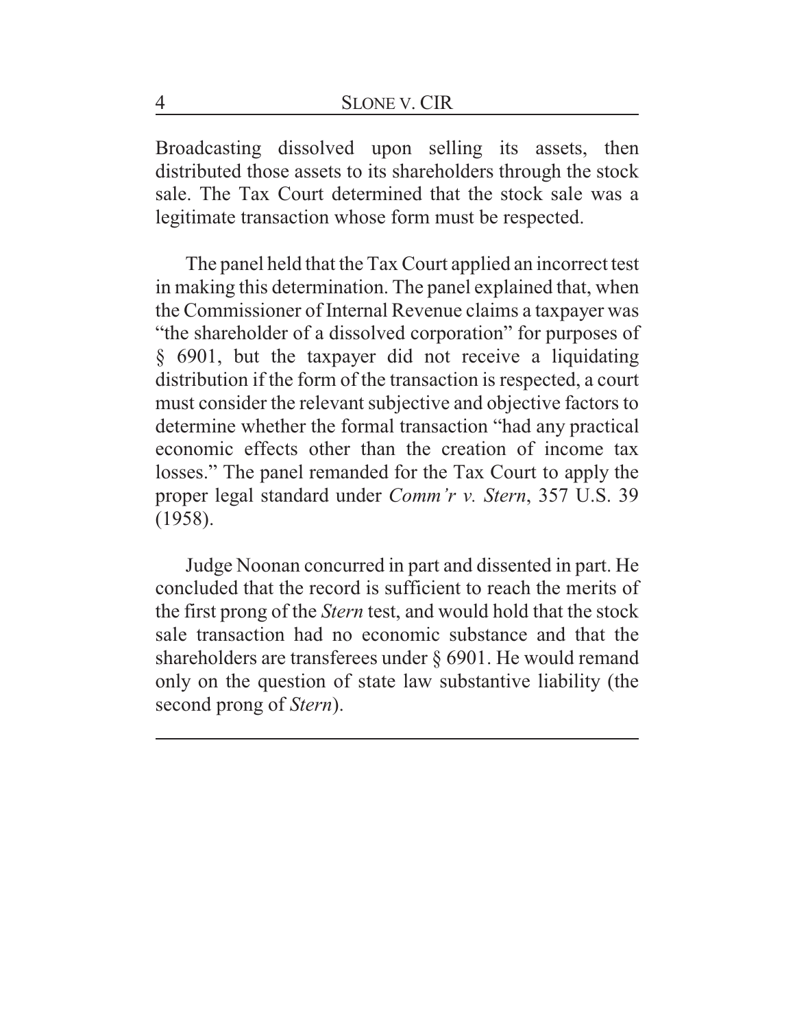Broadcasting dissolved upon selling its assets, then distributed those assets to its shareholders through the stock sale. The Tax Court determined that the stock sale was a legitimate transaction whose form must be respected.

The panel held that the Tax Court applied an incorrect test in making this determination. The panel explained that, when the Commissioner of Internal Revenue claims a taxpayer was "the shareholder of a dissolved corporation" for purposes of § 6901, but the taxpayer did not receive a liquidating distribution if the form of the transaction is respected, a court must consider the relevant subjective and objective factors to determine whether the formal transaction "had any practical economic effects other than the creation of income tax losses." The panel remanded for the Tax Court to apply the proper legal standard under *Comm'r v. Stern*, 357 U.S. 39 (1958).

Judge Noonan concurred in part and dissented in part. He concluded that the record is sufficient to reach the merits of the first prong of the *Stern* test, and would hold that the stock sale transaction had no economic substance and that the shareholders are transferees under § 6901. He would remand only on the question of state law substantive liability (the second prong of *Stern*).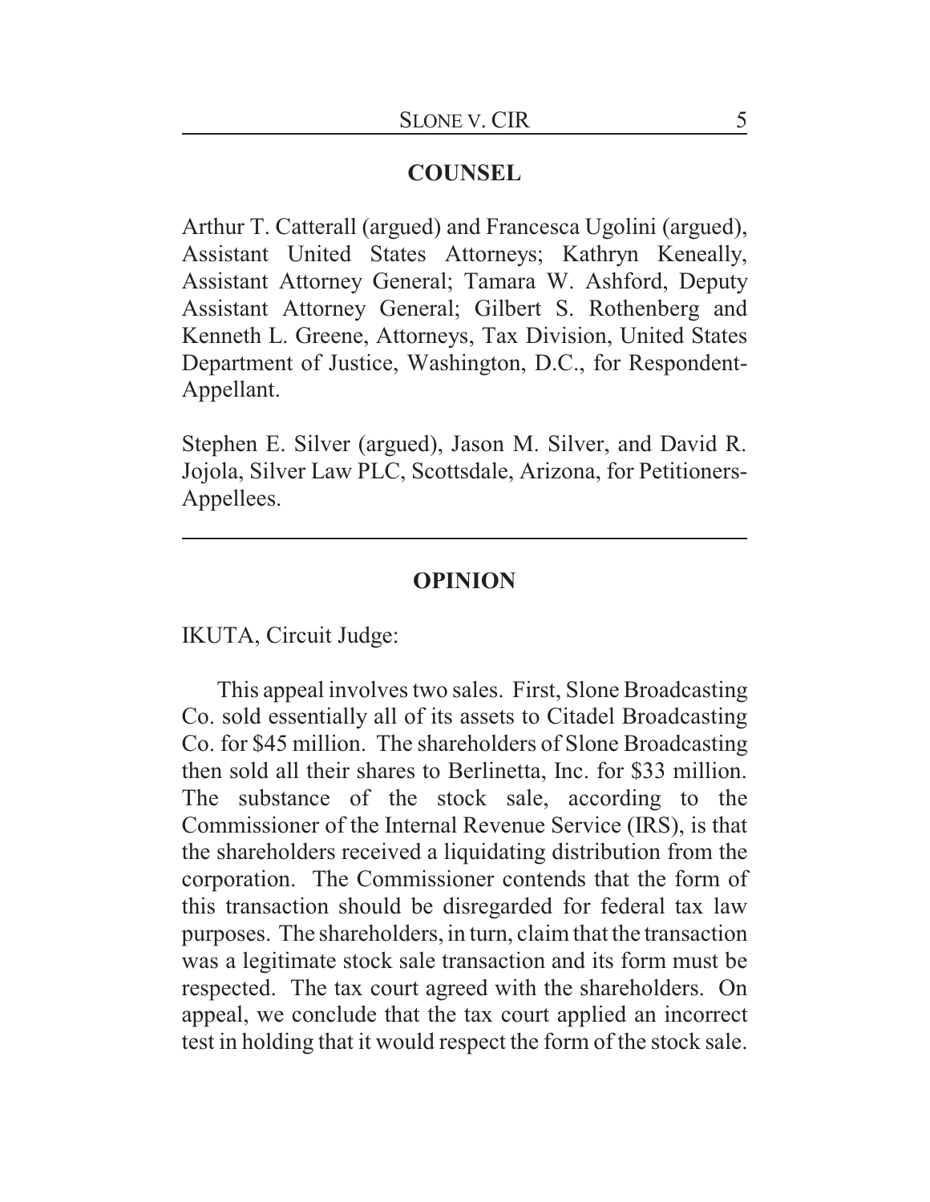## COUNSEL

Arthur T. Catterall (argued) and Francesca Ugolini (argued), Assistant United States Attorneys; Kathryn Keneally, Assistant Attorney General; Tamara W. Ashford, Deputy Assistant Attorney General; Gilbert S. Rothenberg and Kenneth L. Greene, Attorneys, Tax Division, United States Department of Justice, Washington, D.C., for Respondent-Appellant.

Stephen E. Silver (argued), Jason M. Silver, and David R. Jojola, Silver Law PLC, Scottsdale, Arizona, for Petitioners-Appellees.

---

## OPINION

IKUTA, Circuit Judge:

This appeal involves two sales. First, Slone Broadcasting Co. sold essentially all of its assets to Citadel Broadcasting Co. for $45 million. The shareholders of Slone Broadcasting then sold all their shares to Berlinetta, Inc. for $33 million. The substance of the stock sale, according to the Commissioner of the Internal Revenue Service (IRS), is that the shareholders received a liquidating distribution from the corporation. The Commissioner contends that the form of this transaction should be disregarded for federal tax law purposes. The shareholders, in turn, claim that the transaction was a legitimate stock sale transaction and its form must be respected. The tax court agreed with the shareholders. On appeal, we conclude that the tax court applied an incorrect test in holding that it would respect the form of the stock sale.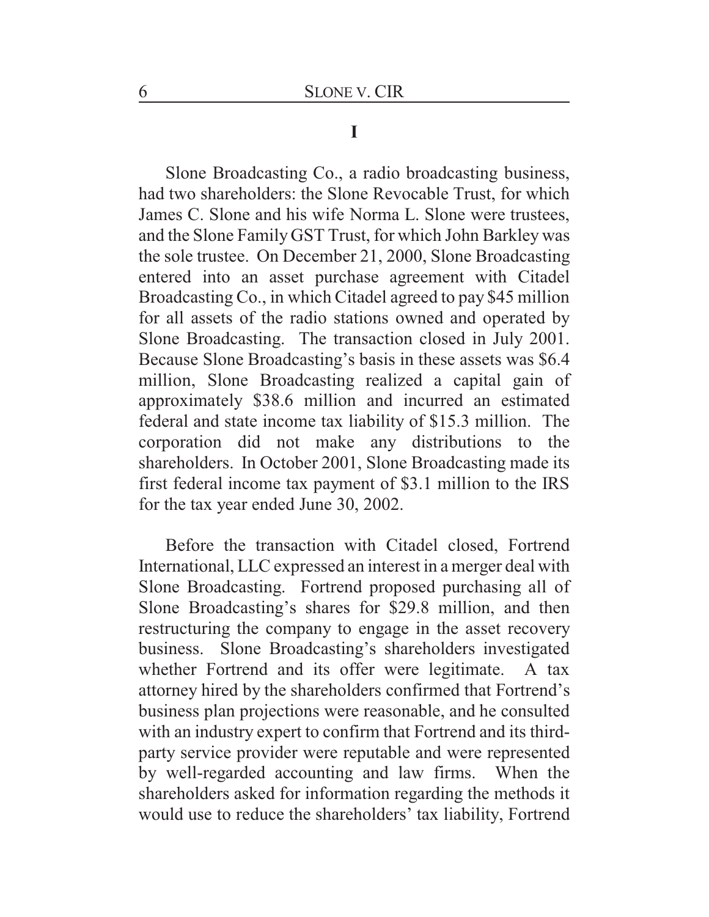# I

Slone Broadcasting Co., a radio broadcasting business, had two shareholders: the Slone Revocable Trust, for which James C. Slone and his wife Norma L. Slone were trustees, and the Slone Family GST Trust, for which John Barkley was the sole trustee. On December 21, 2000, Slone Broadcasting entered into an asset purchase agreement with Citadel Broadcasting Co., in which Citadel agreed to pay $45 million for all assets of the radio stations owned and operated by Slone Broadcasting. The transaction closed in July 2001. Because Slone Broadcasting's basis in these assets was $6.4 million, Slone Broadcasting realized a capital gain of approximately $38.6 million and incurred an estimated federal and state income tax liability of $15.3 million. The corporation did not make any distributions to the shareholders. In October 2001, Slone Broadcasting made its first federal income tax payment of $3.1 million to the IRS for the tax year ended June 30, 2002.

Before the transaction with Citadel closed, Fortrend International, LLC expressed an interest in a merger deal with Slone Broadcasting. Fortrend proposed purchasing all of Slone Broadcasting's shares for $29.8 million, and then restructuring the company to engage in the asset recovery business. Slone Broadcasting's shareholders investigated whether Fortrend and its offer were legitimate. A tax attorney hired by the shareholders confirmed that Fortrend's business plan projections were reasonable, and he consulted with an industry expert to confirm that Fortrend and its third-party service provider were reputable and were represented by well-regarded accounting and law firms. When the shareholders asked for information regarding the methods it would use to reduce the shareholders' tax liability, Fortrend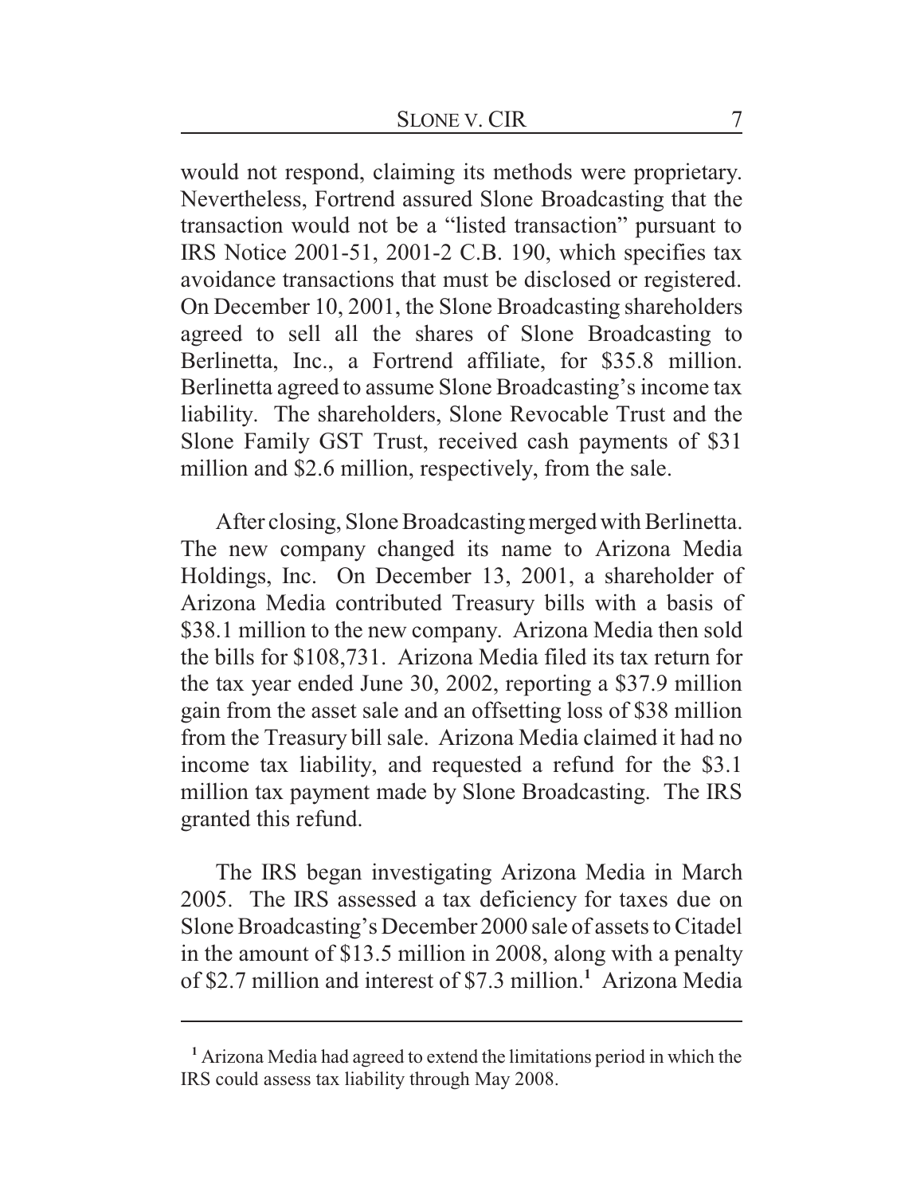would not respond, claiming its methods were proprietary. Nevertheless, Fortrend assured Slone Broadcasting that the transaction would not be a "listed transaction" pursuant to IRS Notice 2001-51, 2001-2 C.B. 190, which specifies tax avoidance transactions that must be disclosed or registered. On December 10, 2001, the Slone Broadcasting shareholders agreed to sell all the shares of Slone Broadcasting to Berlinetta, Inc., a Fortrend affiliate, for $35.8 million. Berlinetta agreed to assume Slone Broadcasting's income tax liability. The shareholders, Slone Revocable Trust and the Slone Family GST Trust, received cash payments of $31 million and $2.6 million, respectively, from the sale.

After closing, Slone Broadcasting merged with Berlinetta. The new company changed its name to Arizona Media Holdings, Inc. On December 13, 2001, a shareholder of Arizona Media contributed Treasury bills with a basis of $38.1 million to the new company. Arizona Media then sold the bills for $108,731. Arizona Media filed its tax return for the tax year ended June 30, 2002, reporting a $37.9 million gain from the asset sale and an offsetting loss of $38 million from the Treasury bill sale. Arizona Media claimed it had no income tax liability, and requested a refund for the $3.1 million tax payment made by Slone Broadcasting. The IRS granted this refund.

The IRS began investigating Arizona Media in March 2005. The IRS assessed a tax deficiency for taxes due on Slone Broadcasting's December 2000 sale of assets to Citadel in the amount of $13.5 million in 2008, along with a penalty of $2.7 million and interest of $7.3 million.[1] Arizona Media

---

[1] Arizona Media had agreed to extend the limitations period in which the IRS could assess tax liability through May 2008.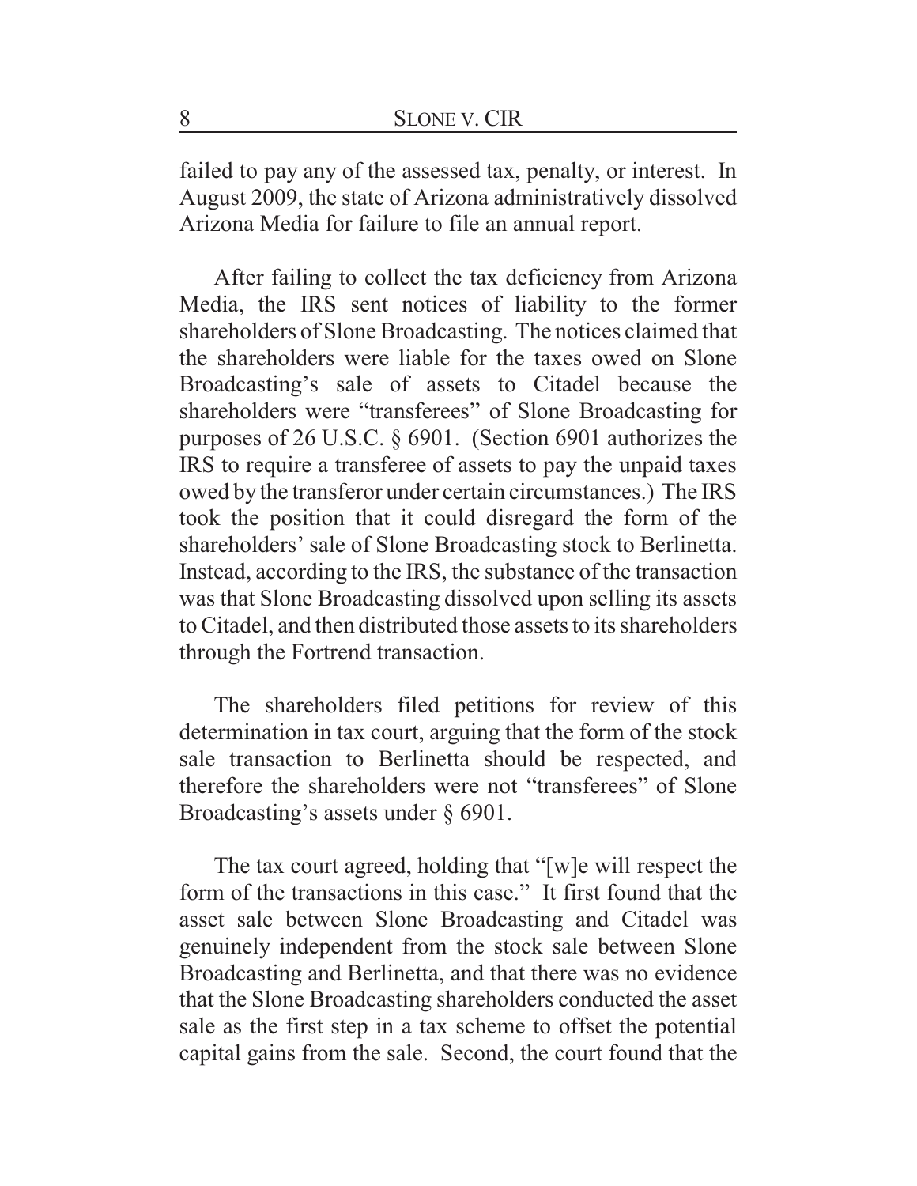failed to pay any of the assessed tax, penalty, or interest. In August 2009, the state of Arizona administratively dissolved Arizona Media for failure to file an annual report.

After failing to collect the tax deficiency from Arizona Media, the IRS sent notices of liability to the former shareholders of Slone Broadcasting. The notices claimed that the shareholders were liable for the taxes owed on Slone Broadcasting's sale of assets to Citadel because the shareholders were "transferees" of Slone Broadcasting for purposes of 26 U.S.C. § 6901. (Section 6901 authorizes the IRS to require a transferee of assets to pay the unpaid taxes owed by the transferor under certain circumstances.) The IRS took the position that it could disregard the form of the shareholders' sale of Slone Broadcasting stock to Berlinetta. Instead, according to the IRS, the substance of the transaction was that Slone Broadcasting dissolved upon selling its assets to Citadel, and then distributed those assets to its shareholders through the Fortrend transaction.

The shareholders filed petitions for review of this determination in tax court, arguing that the form of the stock sale transaction to Berlinetta should be respected, and therefore the shareholders were not "transferees" of Slone Broadcasting's assets under § 6901.

The tax court agreed, holding that "[w]e will respect the form of the transactions in this case." It first found that the asset sale between Slone Broadcasting and Citadel was genuinely independent from the stock sale between Slone Broadcasting and Berlinetta, and that there was no evidence that the Slone Broadcasting shareholders conducted the asset sale as the first step in a tax scheme to offset the potential capital gains from the sale. Second, the court found that the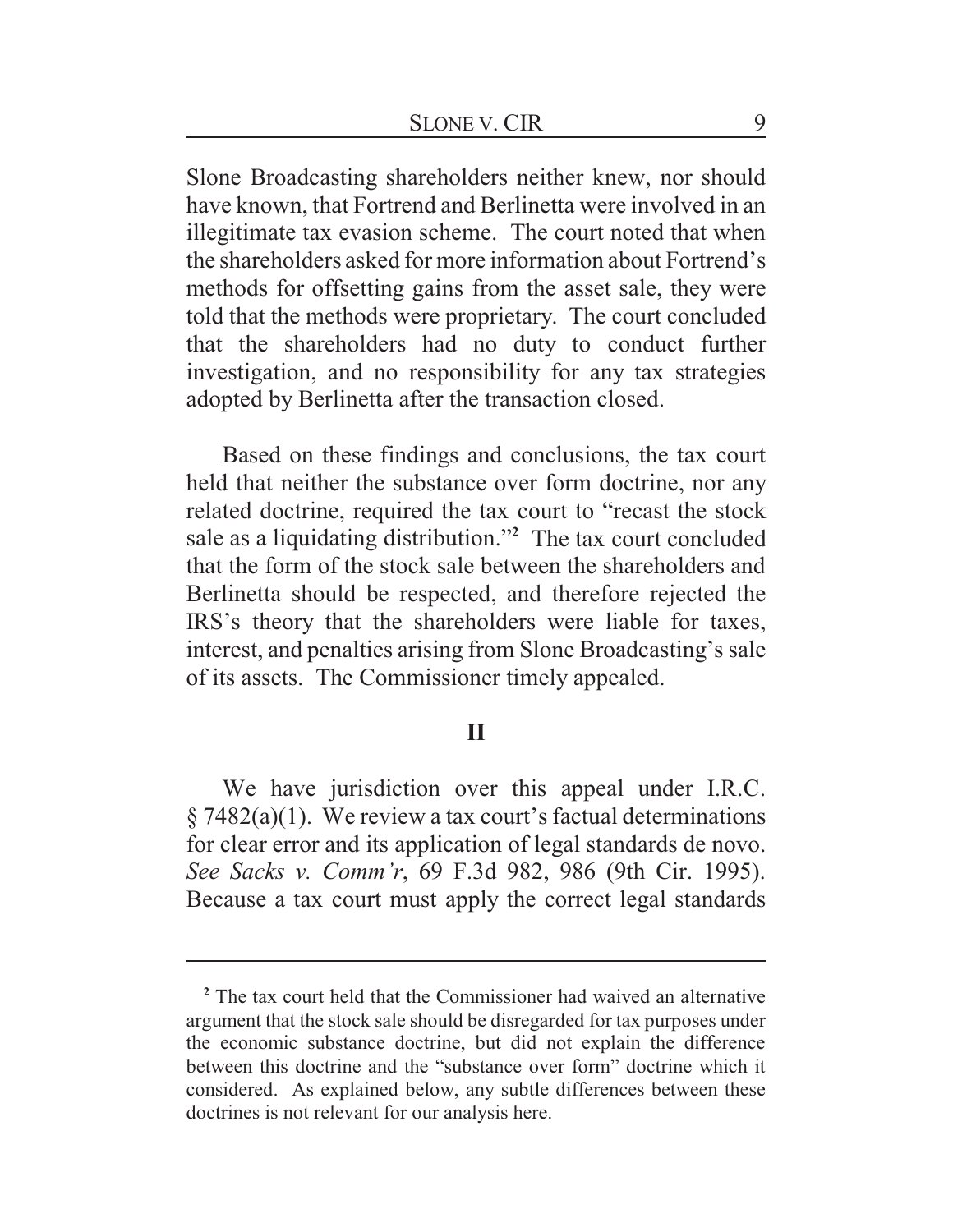Slone Broadcasting shareholders neither knew, nor should have known, that Fortrend and Berlinetta were involved in an illegitimate tax evasion scheme. The court noted that when the shareholders asked for more information about Fortrend's methods for offsetting gains from the asset sale, they were told that the methods were proprietary. The court concluded that the shareholders had no duty to conduct further investigation, and no responsibility for any tax strategies adopted by Berlinetta after the transaction closed.

Based on these findings and conclusions, the tax court held that neither the substance over form doctrine, nor any related doctrine, required the tax court to "recast the stock sale as a liquidating distribution."[2] The tax court concluded that the form of the stock sale between the shareholders and Berlinetta should be respected, and therefore rejected the IRS's theory that the shareholders were liable for taxes, interest, and penalties arising from Slone Broadcasting's sale of its assets. The Commissioner timely appealed.

## II

We have jurisdiction over this appeal under I.R.C. § 7482(a)(1). We review a tax court's factual determinations for clear error and its application of legal standards de novo. *See Sacks v. Comm'r*, 69 F.3d 982, 986 (9th Cir. 1995). Because a tax court must apply the correct legal standards

---

[2] The tax court held that the Commissioner had waived an alternative argument that the stock sale should be disregarded for tax purposes under the economic substance doctrine, but did not explain the difference between this doctrine and the "substance over form" doctrine which it considered. As explained below, any subtle differences between these doctrines is not relevant for our analysis here.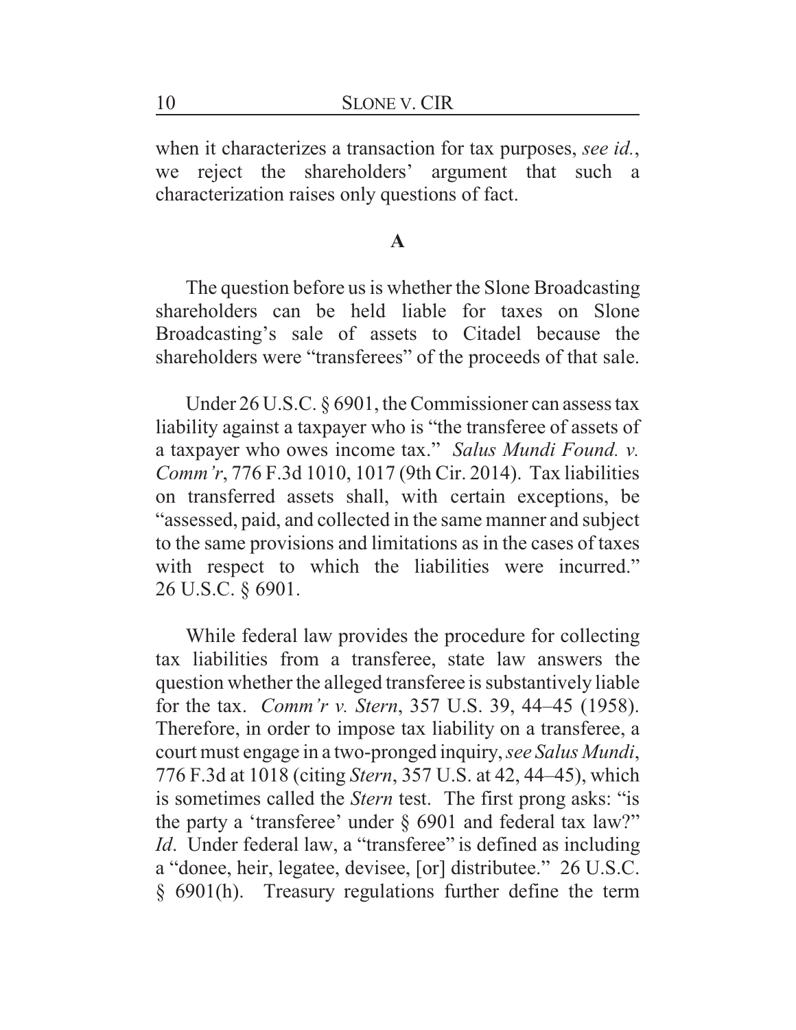when it characterizes a transaction for tax purposes, *see id.*, we reject the shareholders' argument that such a characterization raises only questions of fact.

## A

The question before us is whether the Slone Broadcasting shareholders can be held liable for taxes on Slone Broadcasting's sale of assets to Citadel because the shareholders were "transferees" of the proceeds of that sale.

Under 26 U.S.C. § 6901, the Commissioner can assess tax liability against a taxpayer who is "the transferee of assets of a taxpayer who owes income tax." *Salus Mundi Found. v. Comm'r*, 776 F.3d 1010, 1017 (9th Cir. 2014). Tax liabilities on transferred assets shall, with certain exceptions, be "assessed, paid, and collected in the same manner and subject to the same provisions and limitations as in the cases of taxes with respect to which the liabilities were incurred." 26 U.S.C. § 6901.

While federal law provides the procedure for collecting tax liabilities from a transferee, state law answers the question whether the alleged transferee is substantively liable for the tax. *Comm'r v. Stern*, 357 U.S. 39, 44–45 (1958). Therefore, in order to impose tax liability on a transferee, a court must engage in a two-pronged inquiry, *see Salus Mundi*, 776 F.3d at 1018 (citing *Stern*, 357 U.S. at 42, 44–45), which is sometimes called the *Stern* test. The first prong asks: "is the party a 'transferee' under § 6901 and federal tax law?" *Id*. Under federal law, a "transferee" is defined as including a "donee, heir, legatee, devisee, [or] distributee." 26 U.S.C. § 6901(h). Treasury regulations further define the term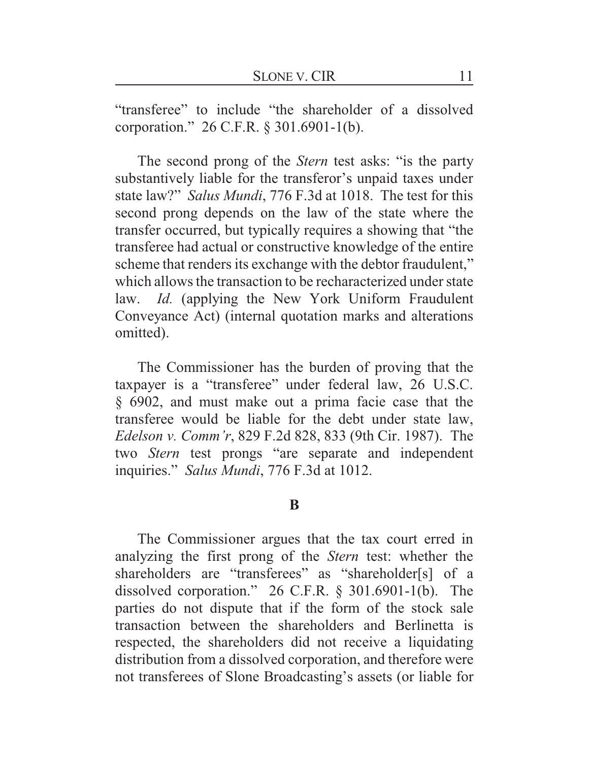"transferee" to include "the shareholder of a dissolved corporation." 26 C.F.R. § 301.6901-1(b).

The second prong of the *Stern* test asks: "is the party substantively liable for the transferor's unpaid taxes under state law?" *Salus Mundi*, 776 F.3d at 1018. The test for this second prong depends on the law of the state where the transfer occurred, but typically requires a showing that "the transferee had actual or constructive knowledge of the entire scheme that renders its exchange with the debtor fraudulent," which allows the transaction to be recharacterized under state law. *Id.* (applying the New York Uniform Fraudulent Conveyance Act) (internal quotation marks and alterations omitted).

The Commissioner has the burden of proving that the taxpayer is a "transferee" under federal law, 26 U.S.C. § 6902, and must make out a prima facie case that the transferee would be liable for the debt under state law, *Edelson v. Comm'r*, 829 F.2d 828, 833 (9th Cir. 1987). The two *Stern* test prongs "are separate and independent inquiries." *Salus Mundi*, 776 F.3d at 1012.

**B**

The Commissioner argues that the tax court erred in analyzing the first prong of the *Stern* test: whether the shareholders are "transferees" as "shareholder[s] of a dissolved corporation." 26 C.F.R. § 301.6901-1(b). The parties do not dispute that if the form of the stock sale transaction between the shareholders and Berlinetta is respected, the shareholders did not receive a liquidating distribution from a dissolved corporation, and therefore were not transferees of Slone Broadcasting's assets (or liable for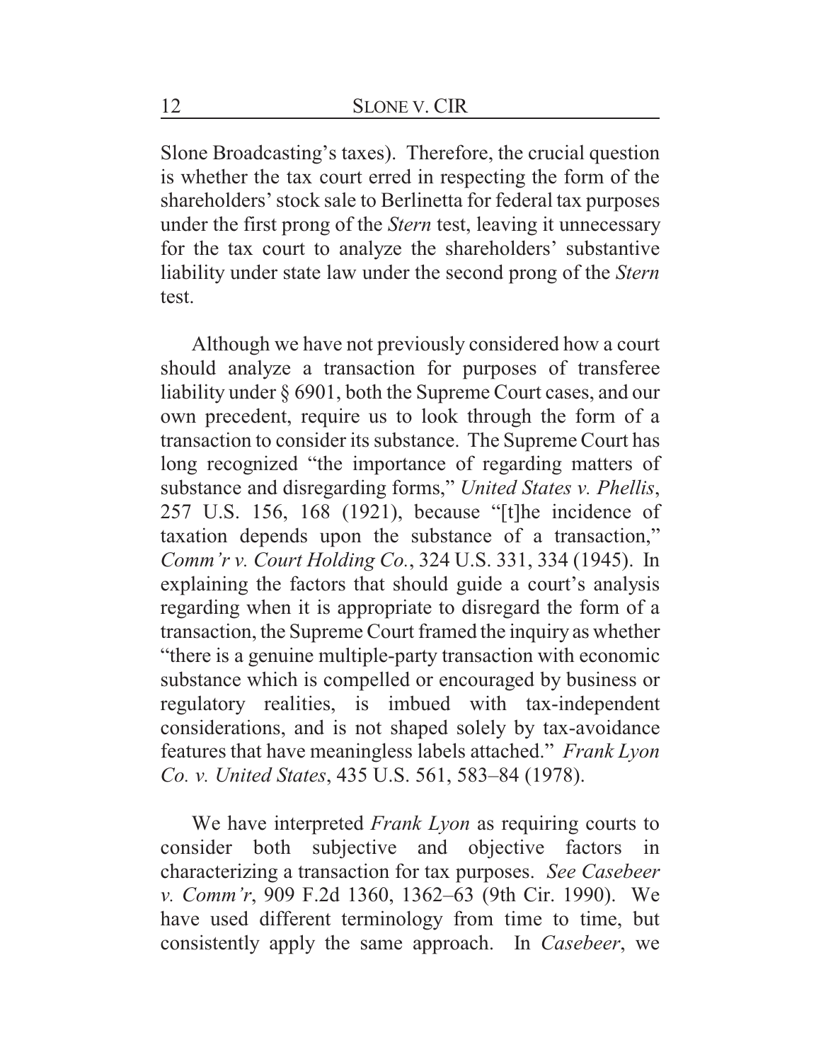Slone Broadcasting's taxes). Therefore, the crucial question is whether the tax court erred in respecting the form of the shareholders' stock sale to Berlinetta for federal tax purposes under the first prong of the *Stern* test, leaving it unnecessary for the tax court to analyze the shareholders' substantive liability under state law under the second prong of the *Stern* test.

Although we have not previously considered how a court should analyze a transaction for purposes of transferee liability under § 6901, both the Supreme Court cases, and our own precedent, require us to look through the form of a transaction to consider its substance. The Supreme Court has long recognized "the importance of regarding matters of substance and disregarding forms," *United States v. Phellis*, 257 U.S. 156, 168 (1921), because "[t]he incidence of taxation depends upon the substance of a transaction," *Comm'r v. Court Holding Co.*, 324 U.S. 331, 334 (1945). In explaining the factors that should guide a court's analysis regarding when it is appropriate to disregard the form of a transaction, the Supreme Court framed the inquiry as whether "there is a genuine multiple-party transaction with economic substance which is compelled or encouraged by business or regulatory realities, is imbued with tax-independent considerations, and is not shaped solely by tax-avoidance features that have meaningless labels attached." *Frank Lyon Co. v. United States*, 435 U.S. 561, 583–84 (1978).

We have interpreted *Frank Lyon* as requiring courts to consider both subjective and objective factors in characterizing a transaction for tax purposes. *See Casebeer v. Comm'r*, 909 F.2d 1360, 1362–63 (9th Cir. 1990). We have used different terminology from time to time, but consistently apply the same approach. In *Casebeer*, we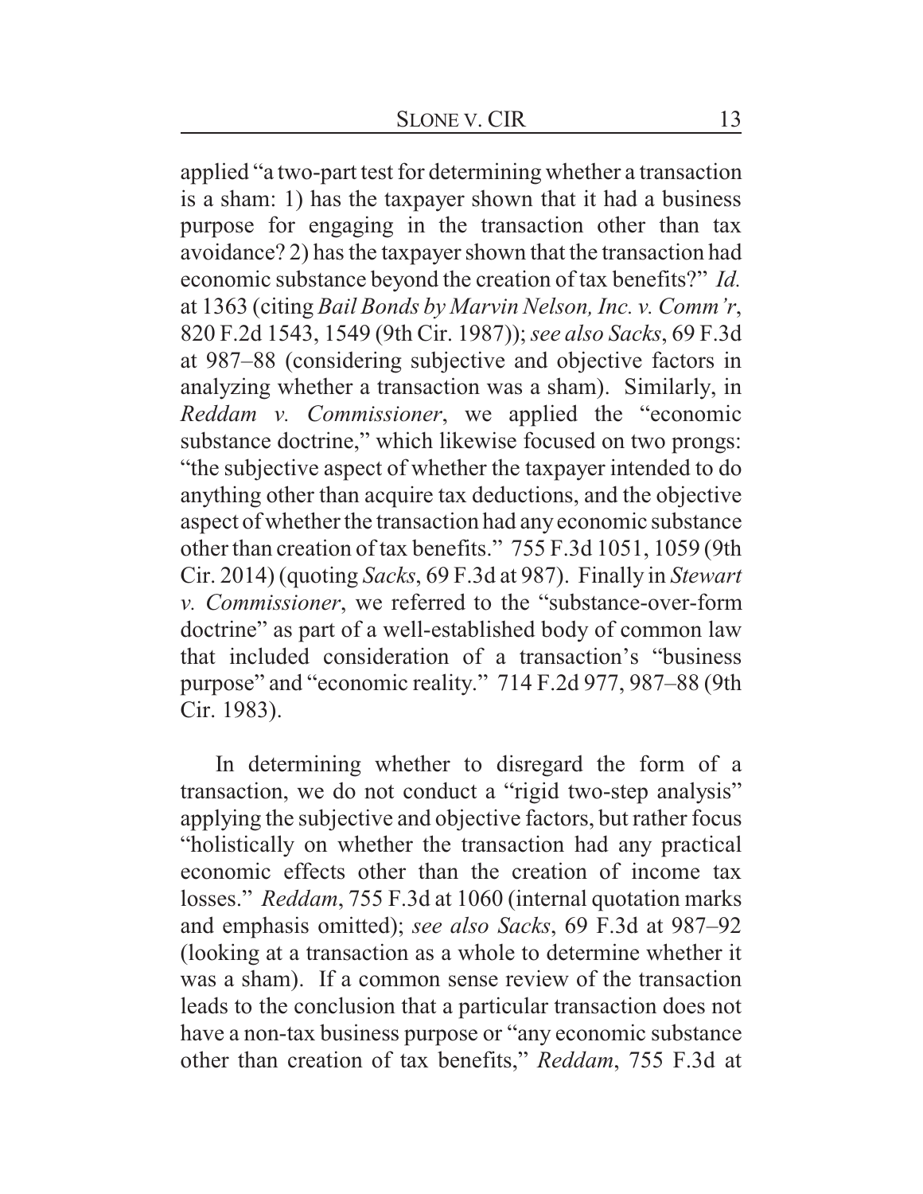applied "a two-part test for determining whether a transaction is a sham: 1) has the taxpayer shown that it had a business purpose for engaging in the transaction other than tax avoidance? 2) has the taxpayer shown that the transaction had economic substance beyond the creation of tax benefits?" *Id.* at 1363 (citing *Bail Bonds by Marvin Nelson, Inc. v. Comm'r*, 820 F.2d 1543, 1549 (9th Cir. 1987)); *see also Sacks*, 69 F.3d at 987–88 (considering subjective and objective factors in analyzing whether a transaction was a sham). Similarly, in *Reddam v. Commissioner*, we applied the "economic substance doctrine," which likewise focused on two prongs: "the subjective aspect of whether the taxpayer intended to do anything other than acquire tax deductions, and the objective aspect of whether the transaction had any economic substance other than creation of tax benefits." 755 F.3d 1051, 1059 (9th Cir. 2014) (quoting *Sacks*, 69 F.3d at 987). Finally in *Stewart v. Commissioner*, we referred to the "substance-over-form doctrine" as part of a well-established body of common law that included consideration of a transaction's "business purpose" and "economic reality." 714 F.2d 977, 987–88 (9th Cir. 1983).

In determining whether to disregard the form of a transaction, we do not conduct a "rigid two-step analysis" applying the subjective and objective factors, but rather focus "holistically on whether the transaction had any practical economic effects other than the creation of income tax losses." *Reddam*, 755 F.3d at 1060 (internal quotation marks and emphasis omitted); *see also Sacks*, 69 F.3d at 987–92 (looking at a transaction as a whole to determine whether it was a sham). If a common sense review of the transaction leads to the conclusion that a particular transaction does not have a non-tax business purpose or "any economic substance other than creation of tax benefits," *Reddam*, 755 F.3d at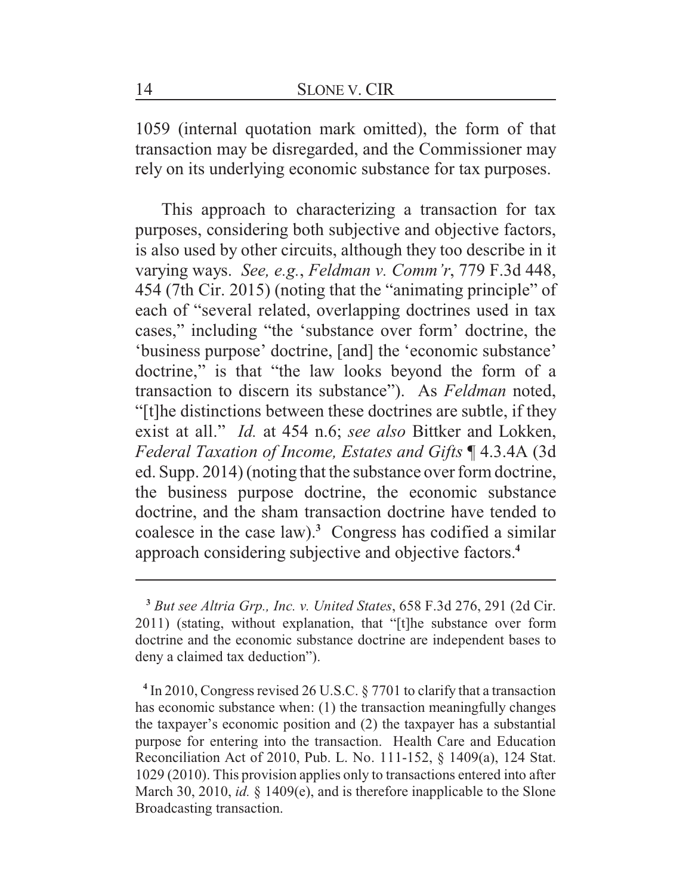1059 (internal quotation mark omitted), the form of that transaction may be disregarded, and the Commissioner may rely on its underlying economic substance for tax purposes.

This approach to characterizing a transaction for tax purposes, considering both subjective and objective factors, is also used by other circuits, although they too describe in it varying ways. *See, e.g.*, *Feldman v. Comm'r*, 779 F.3d 448, 454 (7th Cir. 2015) (noting that the "animating principle" of each of "several related, overlapping doctrines used in tax cases," including "the 'substance over form' doctrine, the 'business purpose' doctrine, [and] the 'economic substance' doctrine," is that "the law looks beyond the form of a transaction to discern its substance"). As *Feldman* noted, "[t]he distinctions between these doctrines are subtle, if they exist at all." *Id.* at 454 n.6; *see also* Bittker and Lokken, *Federal Taxation of Income, Estates and Gifts* ¶ 4.3.4A (3d ed. Supp. 2014) (noting that the substance over form doctrine, the business purpose doctrine, the economic substance doctrine, and the sham transaction doctrine have tended to coalesce in the case law).[3] Congress has codified a similar approach considering subjective and objective factors.[4]

---

[3] *But see Altria Grp., Inc. v. United States*, 658 F.3d 276, 291 (2d Cir. 2011) (stating, without explanation, that "[t]he substance over form doctrine and the economic substance doctrine are independent bases to deny a claimed tax deduction").

[4] In 2010, Congress revised 26 U.S.C. § 7701 to clarify that a transaction has economic substance when: (1) the transaction meaningfully changes the taxpayer's economic position and (2) the taxpayer has a substantial purpose for entering into the transaction. Health Care and Education Reconciliation Act of 2010, Pub. L. No. 111-152, § 1409(a), 124 Stat. 1029 (2010). This provision applies only to transactions entered into after March 30, 2010, *id.* § 1409(e), and is therefore inapplicable to the Slone Broadcasting transaction.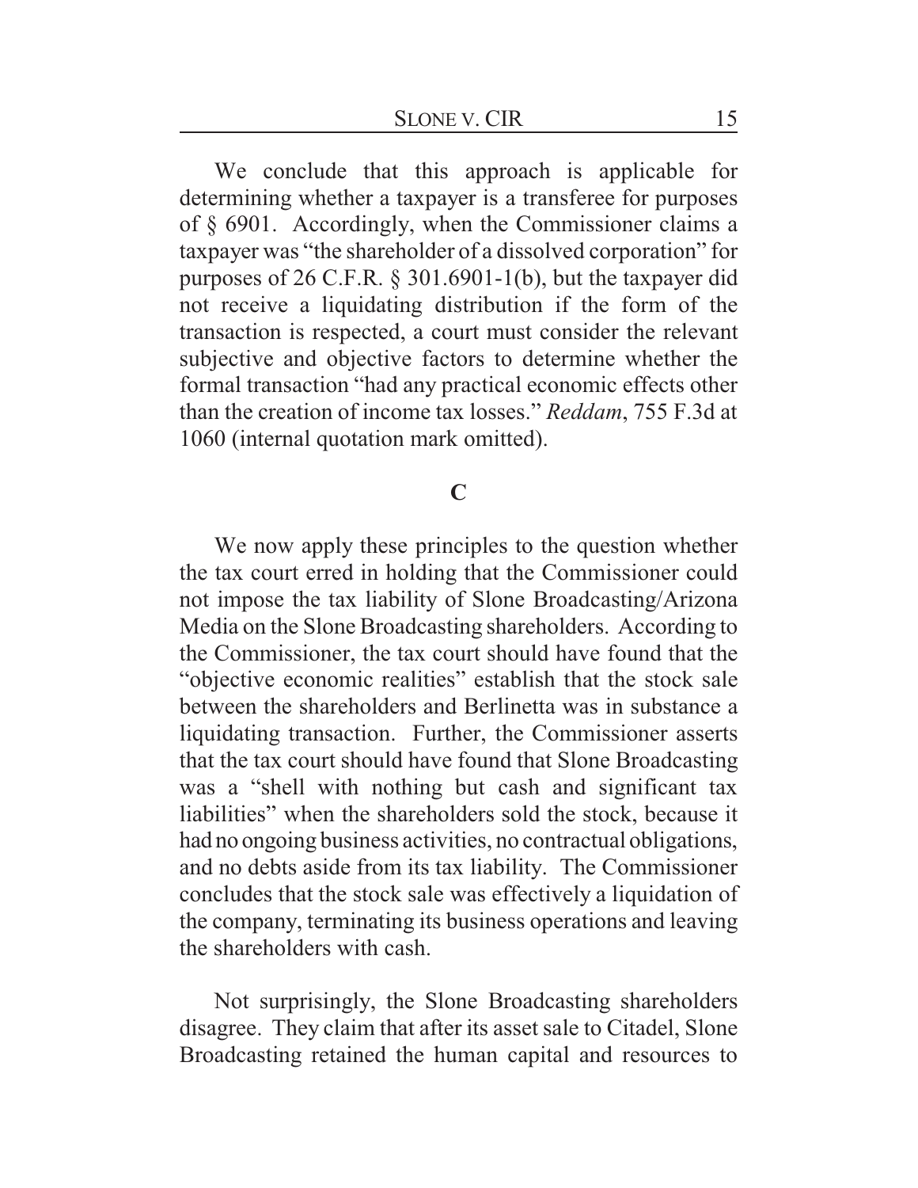We conclude that this approach is applicable for determining whether a taxpayer is a transferee for purposes of § 6901. Accordingly, when the Commissioner claims a taxpayer was "the shareholder of a dissolved corporation" for purposes of 26 C.F.R. § 301.6901-1(b), but the taxpayer did not receive a liquidating distribution if the form of the transaction is respected, a court must consider the relevant subjective and objective factors to determine whether the formal transaction "had any practical economic effects other than the creation of income tax losses." *Reddam*, 755 F.3d at 1060 (internal quotation mark omitted).

### C

We now apply these principles to the question whether the tax court erred in holding that the Commissioner could not impose the tax liability of Slone Broadcasting/Arizona Media on the Slone Broadcasting shareholders. According to the Commissioner, the tax court should have found that the "objective economic realities" establish that the stock sale between the shareholders and Berlinetta was in substance a liquidating transaction. Further, the Commissioner asserts that the tax court should have found that Slone Broadcasting was a "shell with nothing but cash and significant tax liabilities" when the shareholders sold the stock, because it had no ongoing business activities, no contractual obligations, and no debts aside from its tax liability. The Commissioner concludes that the stock sale was effectively a liquidation of the company, terminating its business operations and leaving the shareholders with cash.

Not surprisingly, the Slone Broadcasting shareholders disagree. They claim that after its asset sale to Citadel, Slone Broadcasting retained the human capital and resources to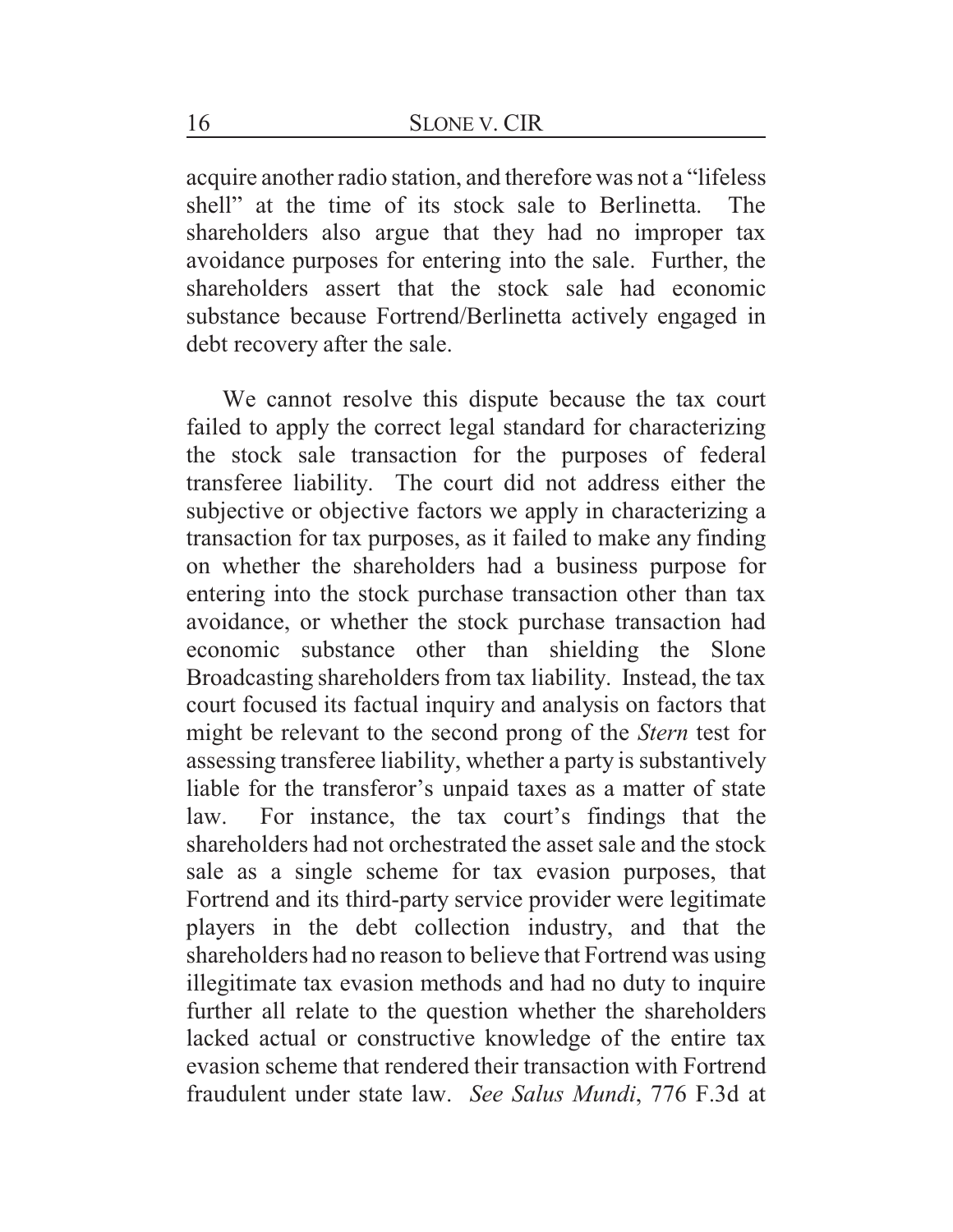acquire another radio station, and therefore was not a "lifeless shell" at the time of its stock sale to Berlinetta. The shareholders also argue that they had no improper tax avoidance purposes for entering into the sale. Further, the shareholders assert that the stock sale had economic substance because Fortrend/Berlinetta actively engaged in debt recovery after the sale.

We cannot resolve this dispute because the tax court failed to apply the correct legal standard for characterizing the stock sale transaction for the purposes of federal transferee liability. The court did not address either the subjective or objective factors we apply in characterizing a transaction for tax purposes, as it failed to make any finding on whether the shareholders had a business purpose for entering into the stock purchase transaction other than tax avoidance, or whether the stock purchase transaction had economic substance other than shielding the Slone Broadcasting shareholders from tax liability. Instead, the tax court focused its factual inquiry and analysis on factors that might be relevant to the second prong of the *Stern* test for assessing transferee liability, whether a party is substantively liable for the transferor's unpaid taxes as a matter of state law. For instance, the tax court's findings that the shareholders had not orchestrated the asset sale and the stock sale as a single scheme for tax evasion purposes, that Fortrend and its third-party service provider were legitimate players in the debt collection industry, and that the shareholders had no reason to believe that Fortrend was using illegitimate tax evasion methods and had no duty to inquire further all relate to the question whether the shareholders lacked actual or constructive knowledge of the entire tax evasion scheme that rendered their transaction with Fortrend fraudulent under state law. *See Salus Mundi*, 776 F.3d at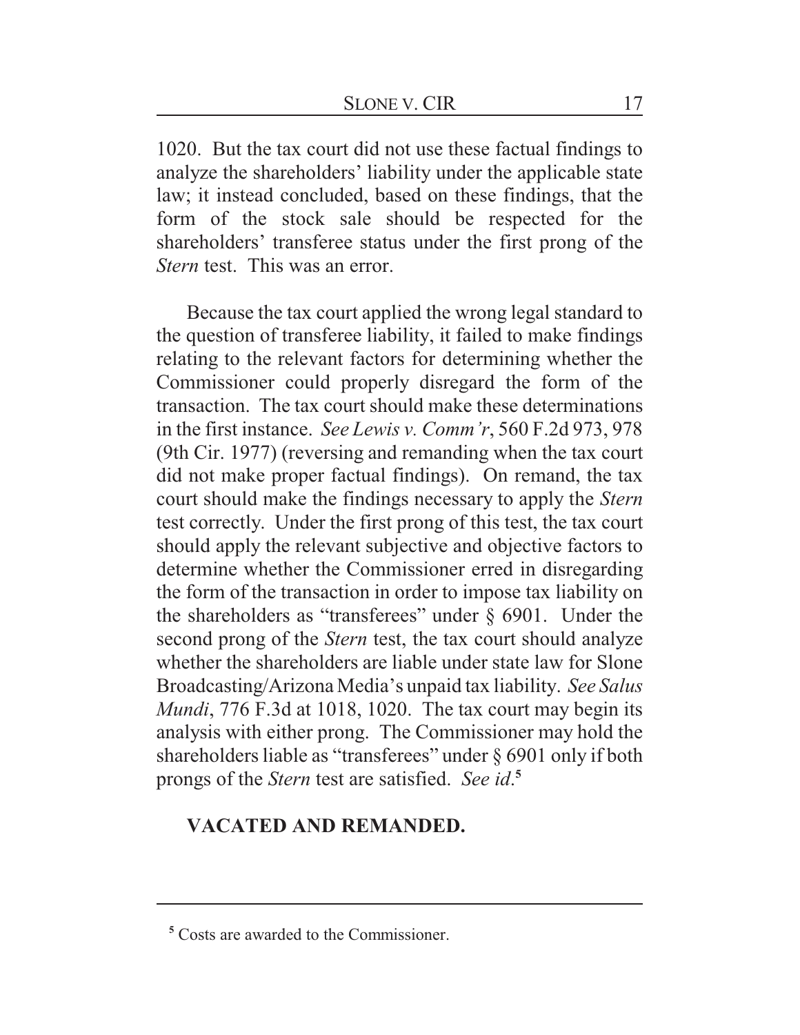1020. But the tax court did not use these factual findings to analyze the shareholders' liability under the applicable state law; it instead concluded, based on these findings, that the form of the stock sale should be respected for the shareholders' transferee status under the first prong of the *Stern* test. This was an error.

Because the tax court applied the wrong legal standard to the question of transferee liability, it failed to make findings relating to the relevant factors for determining whether the Commissioner could properly disregard the form of the transaction. The tax court should make these determinations in the first instance. *See Lewis v. Comm'r*, 560 F.2d 973, 978 (9th Cir. 1977) (reversing and remanding when the tax court did not make proper factual findings). On remand, the tax court should make the findings necessary to apply the *Stern* test correctly. Under the first prong of this test, the tax court should apply the relevant subjective and objective factors to determine whether the Commissioner erred in disregarding the form of the transaction in order to impose tax liability on the shareholders as "transferees" under § 6901. Under the second prong of the *Stern* test, the tax court should analyze whether the shareholders are liable under state law for Slone Broadcasting/Arizona Media's unpaid tax liability. *See Salus Mundi*, 776 F.3d at 1018, 1020. The tax court may begin its analysis with either prong. The Commissioner may hold the shareholders liable as "transferees" under § 6901 only if both prongs of the *Stern* test are satisfied. *See id*.[5]

**VACATED AND REMANDED.**

---

[5] Costs are awarded to the Commissioner.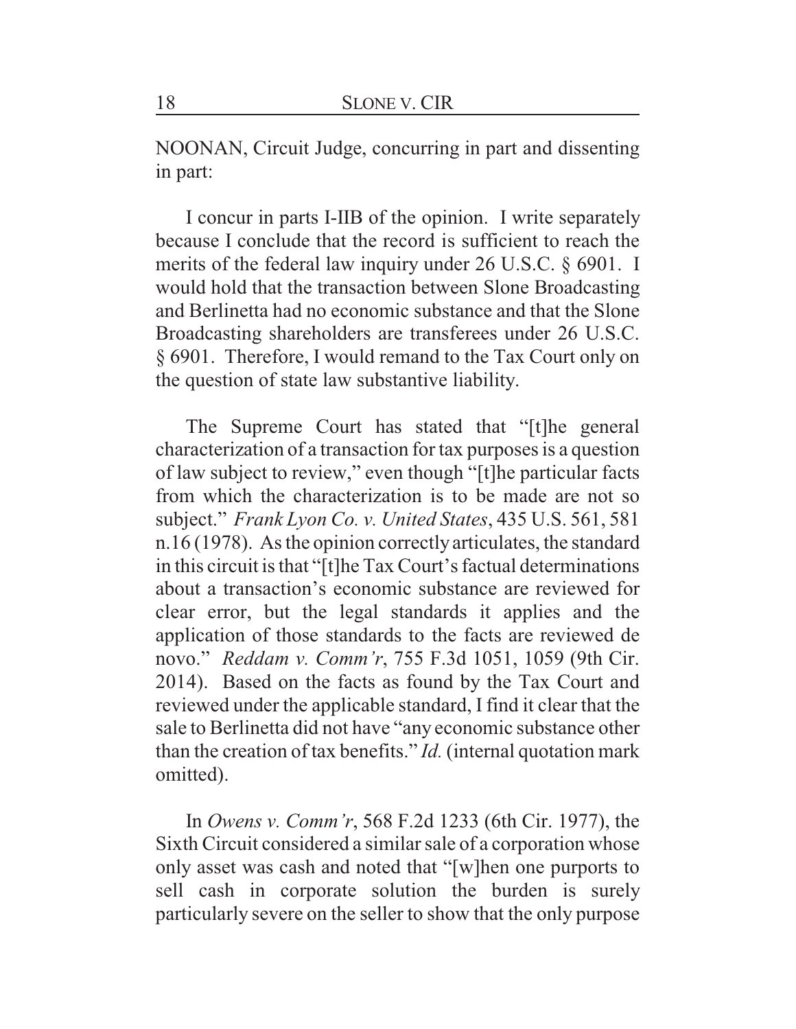NOONAN, Circuit Judge, concurring in part and dissenting in part:

I concur in parts I-IIB of the opinion. I write separately because I conclude that the record is sufficient to reach the merits of the federal law inquiry under 26 U.S.C. § 6901. I would hold that the transaction between Slone Broadcasting and Berlinetta had no economic substance and that the Slone Broadcasting shareholders are transferees under 26 U.S.C. § 6901. Therefore, I would remand to the Tax Court only on the question of state law substantive liability.

The Supreme Court has stated that "[t]he general characterization of a transaction for tax purposes is a question of law subject to review," even though "[t]he particular facts from which the characterization is to be made are not so subject." *Frank Lyon Co. v. United States*, 435 U.S. 561, 581 n.16 (1978). As the opinion correctly articulates, the standard in this circuit is that "[t]he Tax Court's factual determinations about a transaction's economic substance are reviewed for clear error, but the legal standards it applies and the application of those standards to the facts are reviewed de novo." *Reddam v. Comm'r*, 755 F.3d 1051, 1059 (9th Cir. 2014). Based on the facts as found by the Tax Court and reviewed under the applicable standard, I find it clear that the sale to Berlinetta did not have "any economic substance other than the creation of tax benefits." *Id.* (internal quotation mark omitted).

In *Owens v. Comm'r*, 568 F.2d 1233 (6th Cir. 1977), the Sixth Circuit considered a similar sale of a corporation whose only asset was cash and noted that "[w]hen one purports to sell cash in corporate solution the burden is surely particularly severe on the seller to show that the only purpose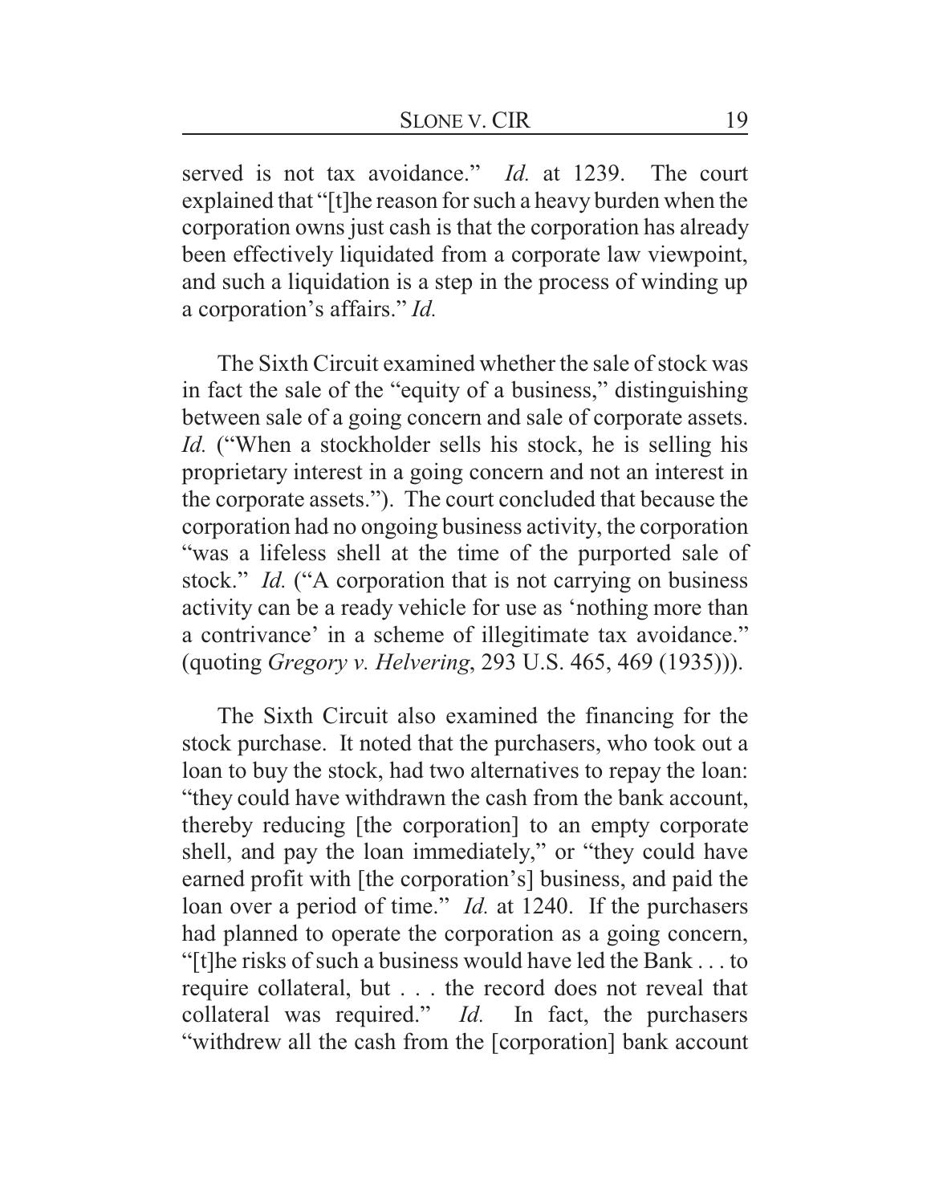served is not tax avoidance." *Id.* at 1239. The court explained that "[t]he reason for such a heavy burden when the corporation owns just cash is that the corporation has already been effectively liquidated from a corporate law viewpoint, and such a liquidation is a step in the process of winding up a corporation's affairs." *Id.*

The Sixth Circuit examined whether the sale of stock was in fact the sale of the "equity of a business," distinguishing between sale of a going concern and sale of corporate assets. *Id.* ("When a stockholder sells his stock, he is selling his proprietary interest in a going concern and not an interest in the corporate assets."). The court concluded that because the corporation had no ongoing business activity, the corporation "was a lifeless shell at the time of the purported sale of stock." *Id.* ("A corporation that is not carrying on business activity can be a ready vehicle for use as 'nothing more than a contrivance' in a scheme of illegitimate tax avoidance." (quoting *Gregory v. Helvering*, 293 U.S. 465, 469 (1935))).

The Sixth Circuit also examined the financing for the stock purchase. It noted that the purchasers, who took out a loan to buy the stock, had two alternatives to repay the loan: "they could have withdrawn the cash from the bank account, thereby reducing [the corporation] to an empty corporate shell, and pay the loan immediately," or "they could have earned profit with [the corporation's] business, and paid the loan over a period of time." *Id.* at 1240. If the purchasers had planned to operate the corporation as a going concern, "[t]he risks of such a business would have led the Bank . . . to require collateral, but . . . the record does not reveal that collateral was required." *Id.* In fact, the purchasers "withdrew all the cash from the [corporation] bank account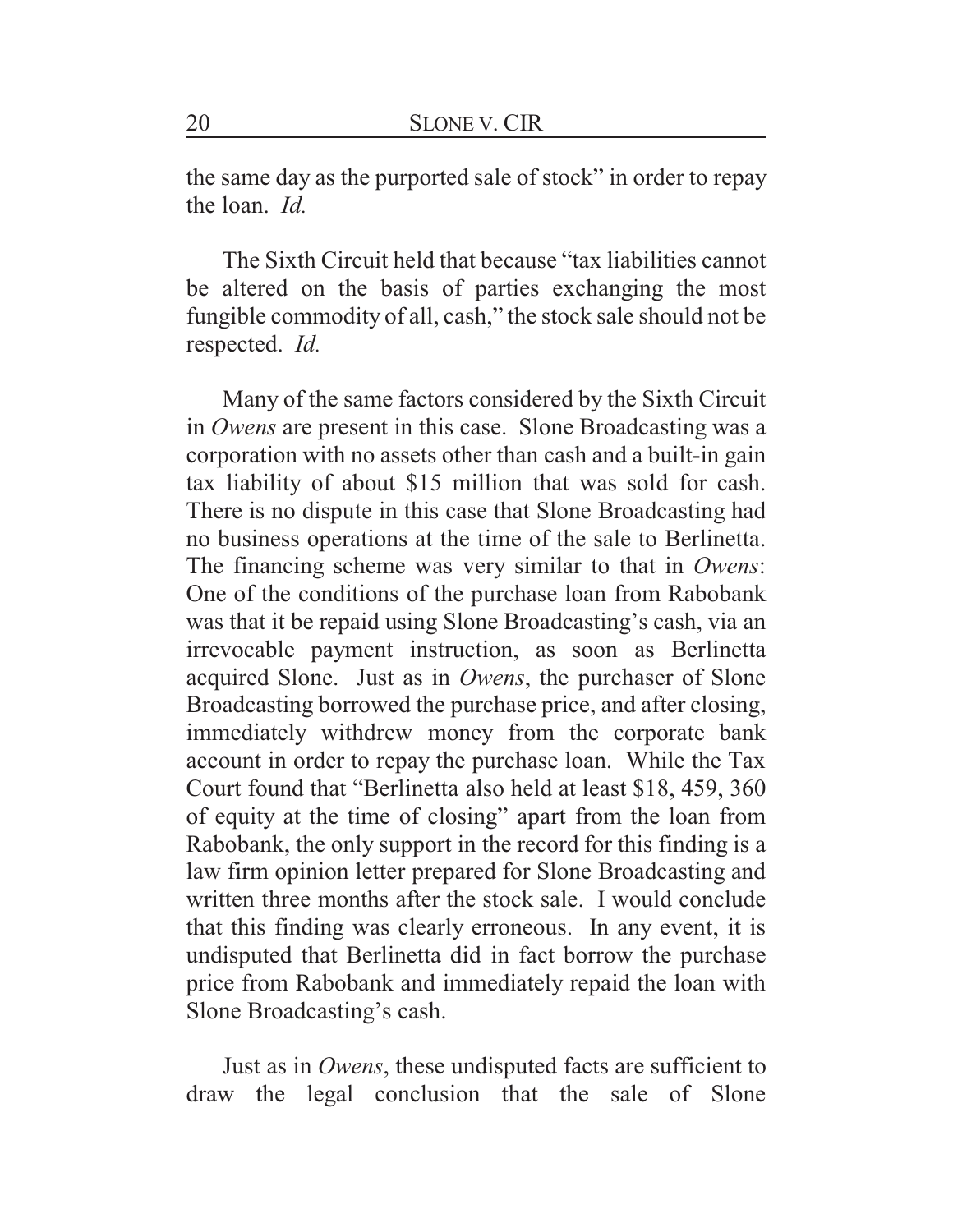the same day as the purported sale of stock" in order to repay the loan. *Id.*

The Sixth Circuit held that because "tax liabilities cannot be altered on the basis of parties exchanging the most fungible commodity of all, cash," the stock sale should not be respected. *Id.*

Many of the same factors considered by the Sixth Circuit in *Owens* are present in this case. Slone Broadcasting was a corporation with no assets other than cash and a built-in gain tax liability of about $15 million that was sold for cash. There is no dispute in this case that Slone Broadcasting had no business operations at the time of the sale to Berlinetta. The financing scheme was very similar to that in *Owens*: One of the conditions of the purchase loan from Rabobank was that it be repaid using Slone Broadcasting's cash, via an irrevocable payment instruction, as soon as Berlinetta acquired Slone. Just as in *Owens*, the purchaser of Slone Broadcasting borrowed the purchase price, and after closing, immediately withdrew money from the corporate bank account in order to repay the purchase loan. While the Tax Court found that "Berlinetta also held at least $18, 459, 360 of equity at the time of closing" apart from the loan from Rabobank, the only support in the record for this finding is a law firm opinion letter prepared for Slone Broadcasting and written three months after the stock sale. I would conclude that this finding was clearly erroneous. In any event, it is undisputed that Berlinetta did in fact borrow the purchase price from Rabobank and immediately repaid the loan with Slone Broadcasting's cash.

Just as in *Owens*, these undisputed facts are sufficient to draw the legal conclusion that the sale of Slone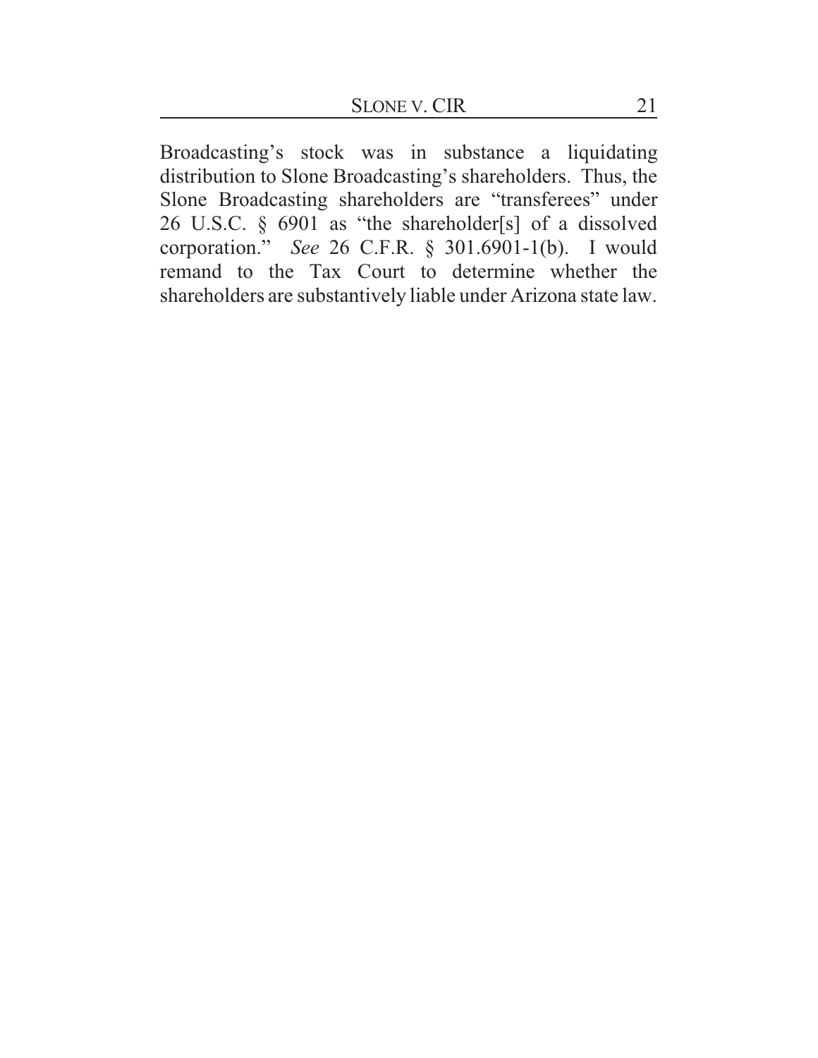Broadcasting's stock was in substance a liquidating distribution to Slone Broadcasting's shareholders. Thus, the Slone Broadcasting shareholders are "transferees" under 26 U.S.C. § 6901 as "the shareholder[s] of a dissolved corporation." *See* 26 C.F.R. § 301.6901-1(b). I would remand to the Tax Court to determine whether the shareholders are substantively liable under Arizona state law.